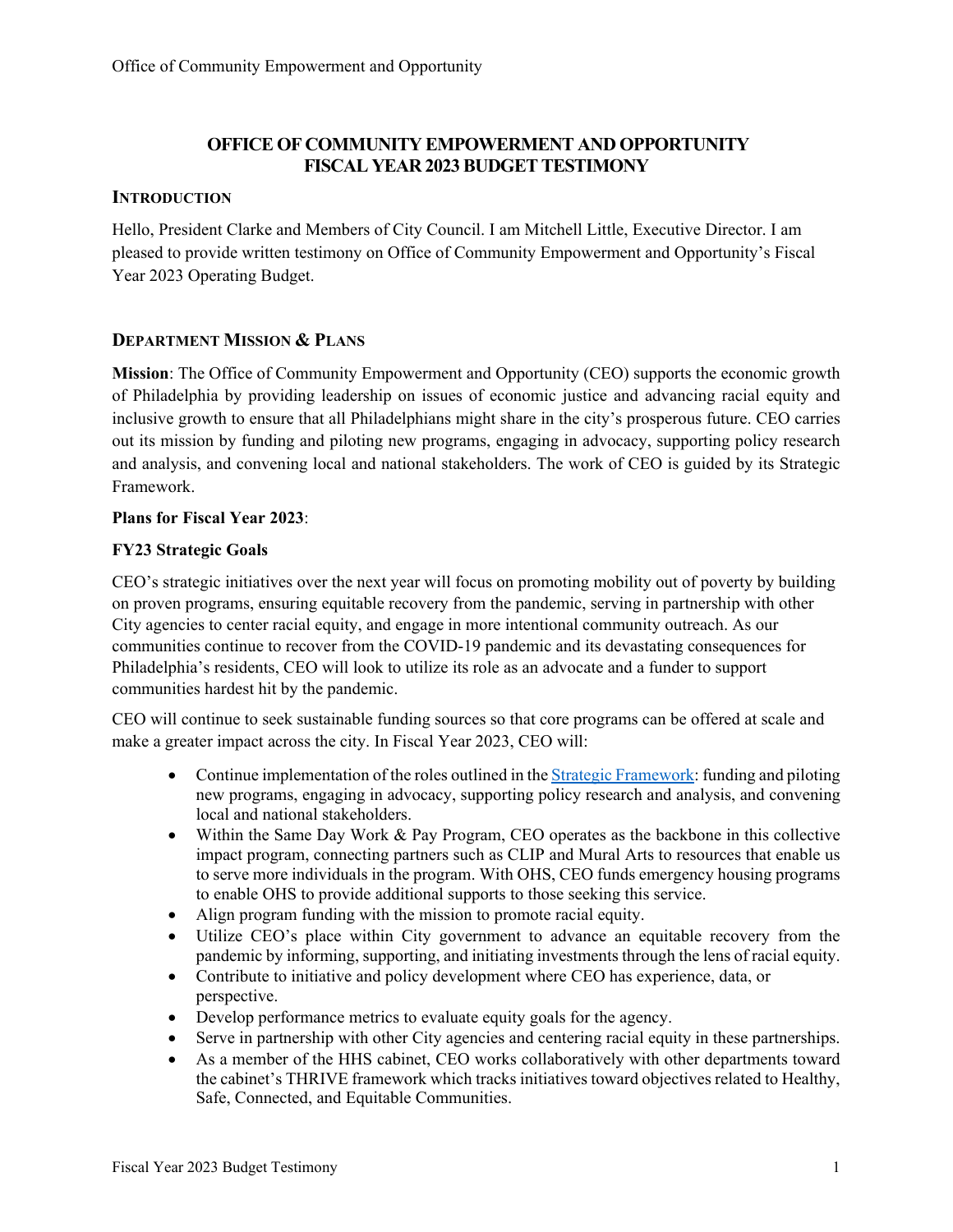# OFFICE OF COMMUNITY EMPOWERMENT AND OPPORTUNITY FISCAL YEAR 2023 BUDGET TESTIMONY

## INTRODUCTION

Hello, President Clarke and Members of City Council. I am Mitchell Little, Executive Director. I am pleased to provide written testimony on Office of Community Empowerment and Opportunity's Fiscal Year 2023 Operating Budget.

## DEPARTMENT MISSION & PLANS

**Mission**: The Office of Community Empowerment and Opportunity (CEO) supports the economic growth of Philadelphia by providing leadership on issues of economic justice and advancing racial equity and inclusive growth to ensure that all Philadelphians might share in the city's prosperous future. CEO carries out its mission by funding and piloting new programs, engaging in advocacy, supporting policy research and analysis, and convening local and national stakeholders. The work of CEO is guided by its Strategic Framework.

**Plans for Fiscal Year 2023**:

**FY23 Strategic Goals**

CEO's strategic initiatives over the next year will focus on promoting mobility out of poverty by building on proven programs, ensuring equitable recovery from the pandemic, serving in partnership with other City agencies to center racial equity, and engage in more intentional community outreach. As our communities continue to recover from the COVID-19 pandemic and its devastating consequences for Philadelphia's residents, CEO will look to utilize its role as an advocate and a funder to support communities hardest hit by the pandemic.

CEO will continue to seek sustainable funding sources so that core programs can be offered at scale and make a greater impact across the city. In Fiscal Year 2023, CEO will:

- Continue implementation of the roles outlined in the Strategic Framework: funding and piloting new programs, engaging in advocacy, supporting policy research and analysis, and convening local and national stakeholders.
- Within the Same Day Work & Pay Program, CEO operates as the backbone in this collective impact program, connecting partners such as CLIP and Mural Arts to resources that enable us to serve more individuals in the program. With OHS, CEO funds emergency housing programs to enable OHS to provide additional supports to those seeking this service.
- Align program funding with the mission to promote racial equity.
- Utilize CEO's place within City government to advance an equitable recovery from the pandemic by informing, supporting, and initiating investments through the lens of racial equity.
- Contribute to initiative and policy development where CEO has experience, data, or perspective.
- Develop performance metrics to evaluate equity goals for the agency.
- Serve in partnership with other City agencies and centering racial equity in these partnerships.
- As a member of the HHS cabinet, CEO works collaboratively with other departments toward the cabinet's THRIVE framework which tracks initiatives toward objectives related to Healthy, Safe, Connected, and Equitable Communities.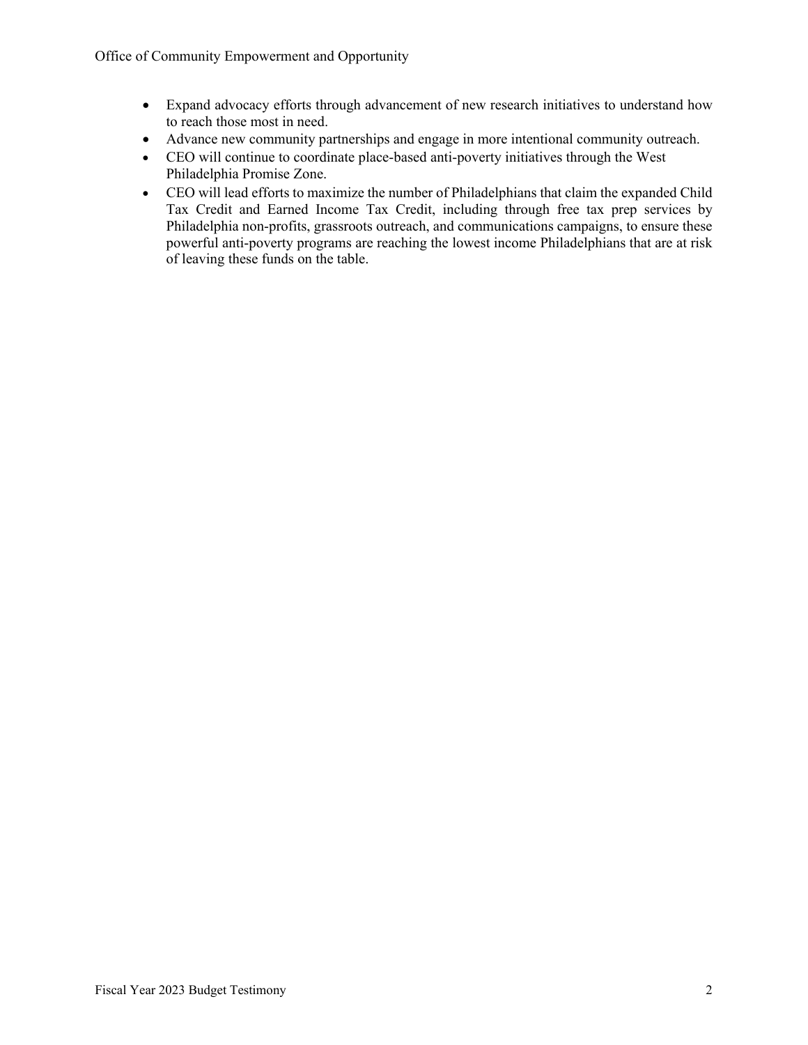- Expand advocacy efforts through advancement of new research initiatives to understand how to reach those most in need.
- Advance new community partnerships and engage in more intentional community outreach.
- CEO will continue to coordinate place-based anti-poverty initiatives through the West Philadelphia Promise Zone.
- CEO will lead efforts to maximize the number of Philadelphians that claim the expanded Child Tax Credit and Earned Income Tax Credit, including through free tax prep services by Philadelphia non-profits, grassroots outreach, and communications campaigns, to ensure these powerful anti-poverty programs are reaching the lowest income Philadelphians that are at risk of leaving these funds on the table.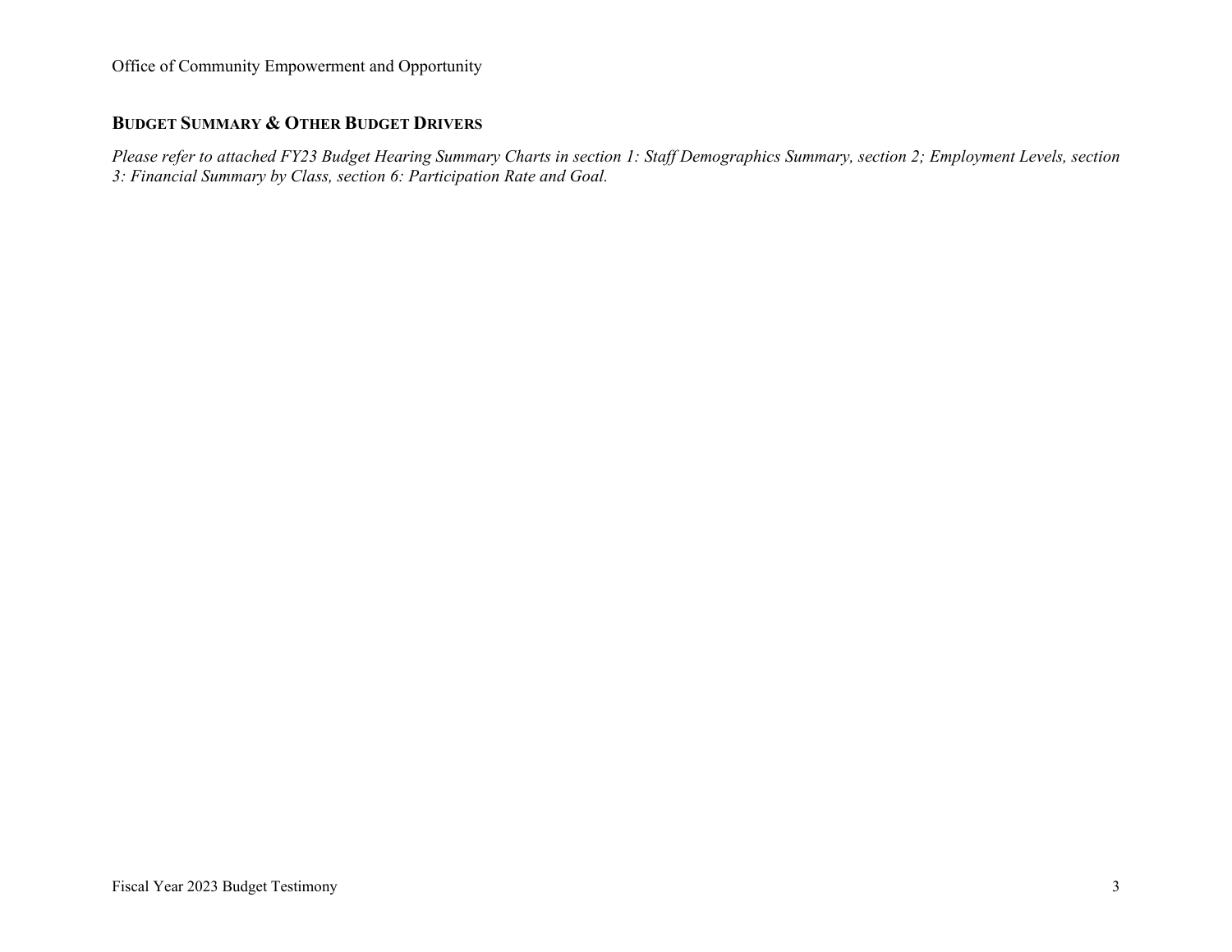## BUDGET SUMMARY & OTHER BUDGET DRIVERS

*Please refer to attached FY23 Budget Hearing Summary Charts in section 1: Staff Demographics Summary, section 2; Employment Levels, section 3: Financial Summary by Class, section 6: Participation Rate and Goal.*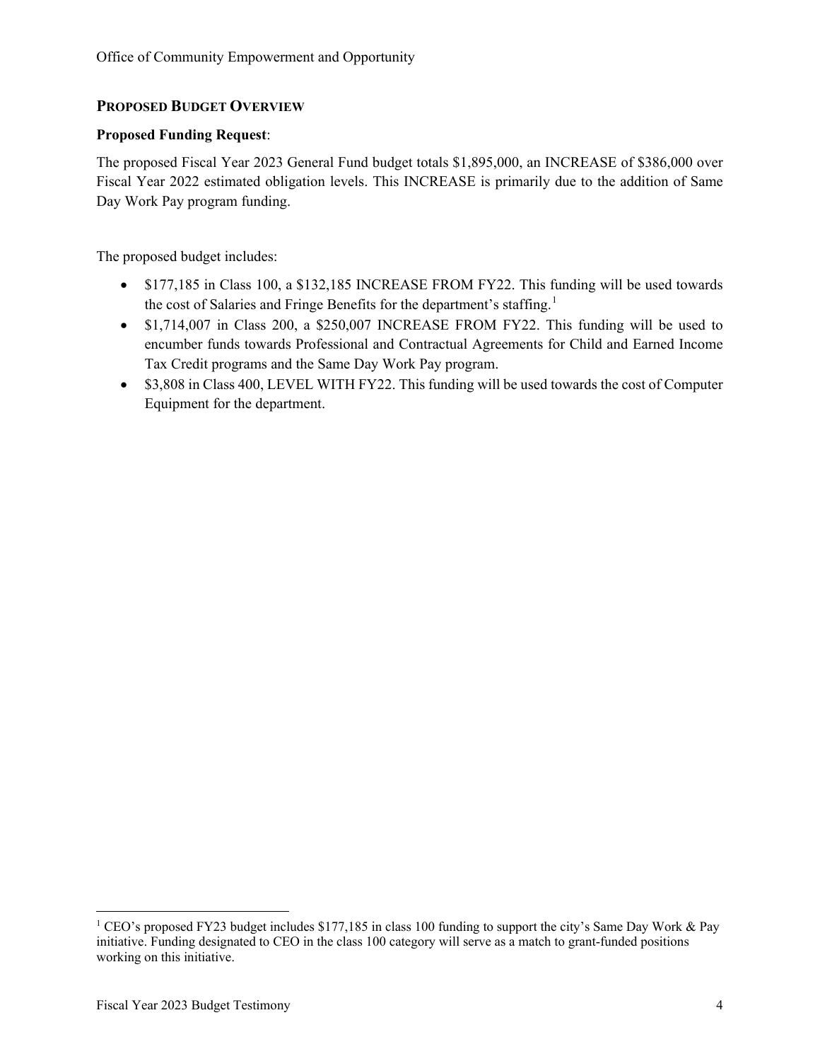## PROPOSED BUDGET OVERVIEW

**Proposed Funding Request**:

The proposed Fiscal Year 2023 General Fund budget totals $1,895,000, an INCREASE of $386,000 over Fiscal Year 2022 estimated obligation levels. This INCREASE is primarily due to the addition of Same Day Work Pay program funding.

The proposed budget includes:

- $177,185 in Class 100, a $132,185 INCREASE FROM FY22. This funding will be used towards the cost of Salaries and Fringe Benefits for the department's staffing.[1]
- $1,714,007 in Class 200, a $250,007 INCREASE FROM FY22. This funding will be used to encumber funds towards Professional and Contractual Agreements for Child and Earned Income Tax Credit programs and the Same Day Work Pay program.
- $3,808 in Class 400, LEVEL WITH FY22. This funding will be used towards the cost of Computer Equipment for the department.

---

[1] CEO's proposed FY23 budget includes $177,185 in class 100 funding to support the city's Same Day Work & Pay initiative. Funding designated to CEO in the class 100 category will serve as a match to grant-funded positions working on this initiative.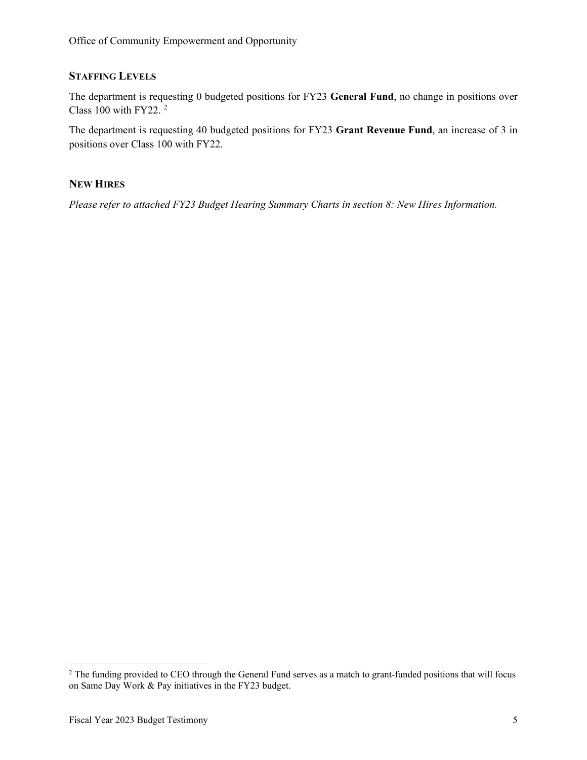## STAFFING LEVELS

The department is requesting 0 budgeted positions for FY23 **General Fund**, no change in positions over Class 100 with FY22. [2]

The department is requesting 40 budgeted positions for FY23 **Grant Revenue Fund**, an increase of 3 in positions over Class 100 with FY22.

## NEW HIRES

*Please refer to attached FY23 Budget Hearing Summary Charts in section 8: New Hires Information.*

[2] The funding provided to CEO through the General Fund serves as a match to grant-funded positions that will focus on Same Day Work & Pay initiatives in the FY23 budget.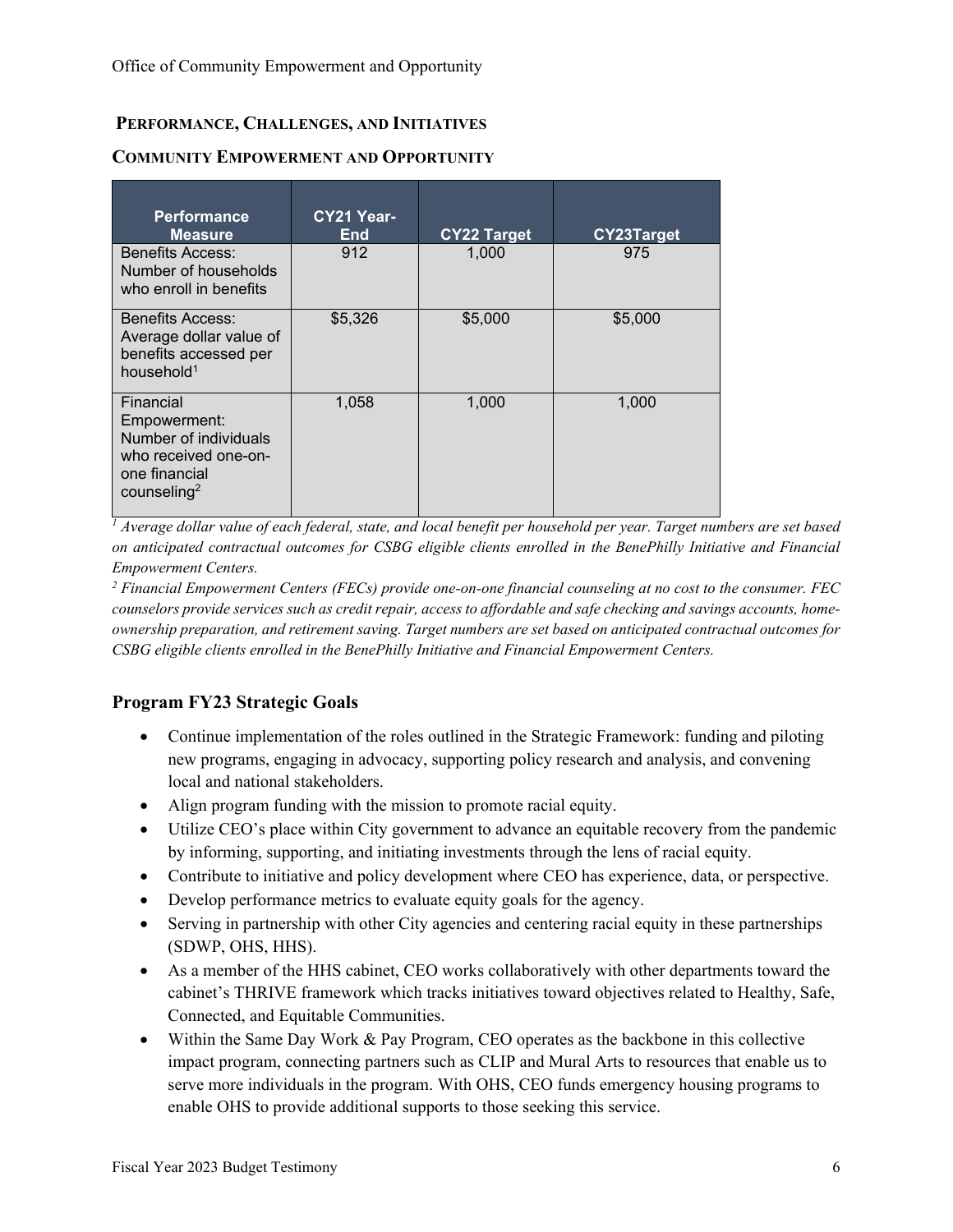## PERFORMANCE, CHALLENGES, AND INITIATIVES

### COMMUNITY EMPOWERMENT AND OPPORTUNITY

| Performance Measure | CY21 Year-End | CY22 Target | CY23Target |
|---|---|---|---|
| Benefits Access: Number of households who enroll in benefits | 912 | 1,000 | 975 |
| Benefits Access: Average dollar value of benefits accessed per household[1] | $5,326 | $5,000 | $5,000 |
| Financial Empowerment: Number of individuals who received one-on-one financial counseling[2] | 1,058 | 1,000 | 1,000 |

*[1] Average dollar value of each federal, state, and local benefit per household per year. Target numbers are set based on anticipated contractual outcomes for CSBG eligible clients enrolled in the BenePhilly Initiative and Financial Empowerment Centers.*

*[2] Financial Empowerment Centers (FECs) provide one-on-one financial counseling at no cost to the consumer. FEC counselors provide services such as credit repair, access to affordable and safe checking and savings accounts, home-ownership preparation, and retirement saving. Target numbers are set based on anticipated contractual outcomes for CSBG eligible clients enrolled in the BenePhilly Initiative and Financial Empowerment Centers.*

### Program FY23 Strategic Goals

- Continue implementation of the roles outlined in the Strategic Framework: funding and piloting new programs, engaging in advocacy, supporting policy research and analysis, and convening local and national stakeholders.
- Align program funding with the mission to promote racial equity.
- Utilize CEO's place within City government to advance an equitable recovery from the pandemic by informing, supporting, and initiating investments through the lens of racial equity.
- Contribute to initiative and policy development where CEO has experience, data, or perspective.
- Develop performance metrics to evaluate equity goals for the agency.
- Serving in partnership with other City agencies and centering racial equity in these partnerships (SDWP, OHS, HHS).
- As a member of the HHS cabinet, CEO works collaboratively with other departments toward the cabinet's THRIVE framework which tracks initiatives toward objectives related to Healthy, Safe, Connected, and Equitable Communities.
- Within the Same Day Work & Pay Program, CEO operates as the backbone in this collective impact program, connecting partners such as CLIP and Mural Arts to resources that enable us to serve more individuals in the program. With OHS, CEO funds emergency housing programs to enable OHS to provide additional supports to those seeking this service.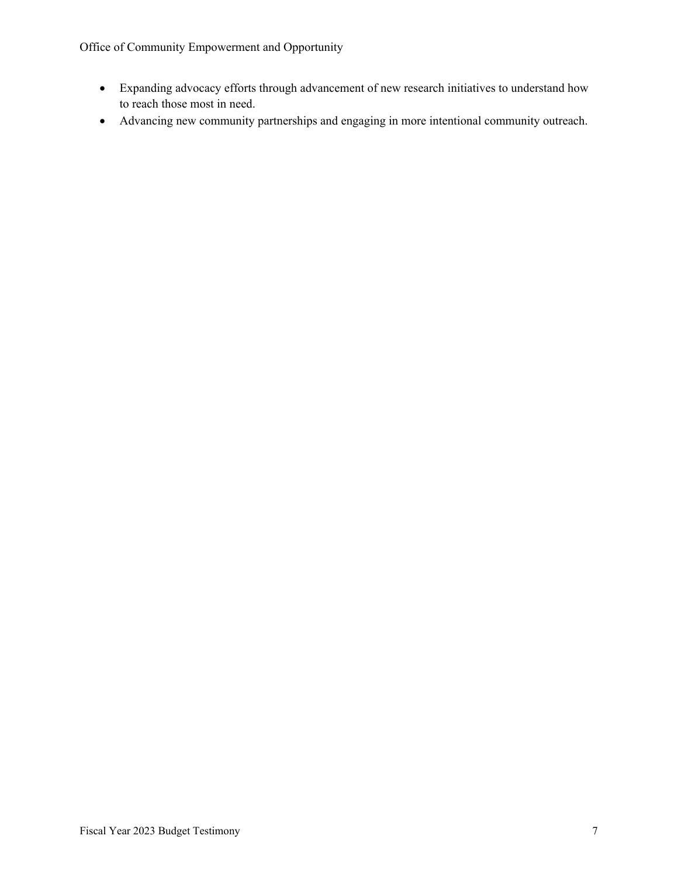- Expanding advocacy efforts through advancement of new research initiatives to understand how to reach those most in need.
- Advancing new community partnerships and engaging in more intentional community outreach.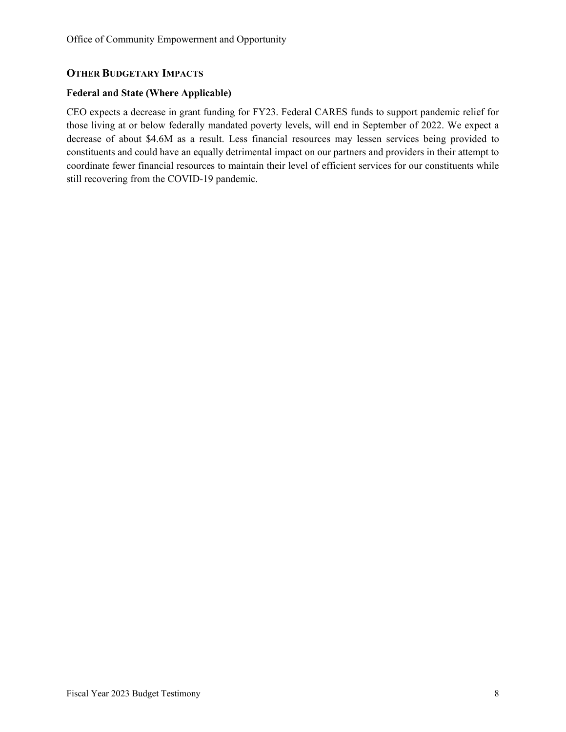## Other Budgetary Impacts

### Federal and State (Where Applicable)

CEO expects a decrease in grant funding for FY23. Federal CARES funds to support pandemic relief for those living at or below federally mandated poverty levels, will end in September of 2022. We expect a decrease of about $4.6M as a result. Less financial resources may lessen services being provided to constituents and could have an equally detrimental impact on our partners and providers in their attempt to coordinate fewer financial resources to maintain their level of efficient services for our constituents while still recovering from the COVID-19 pandemic.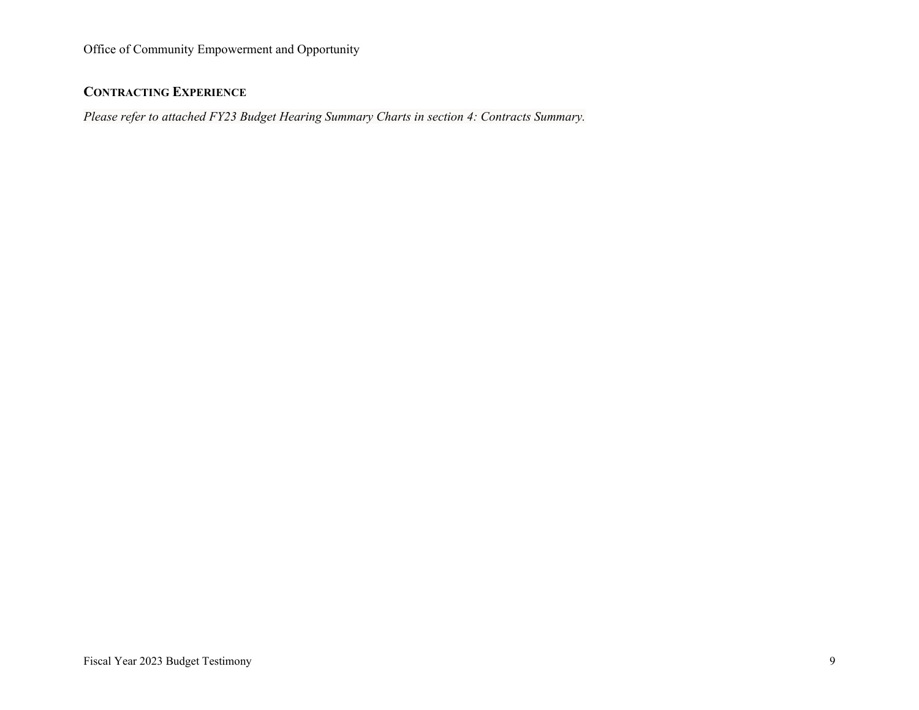## CONTRACTING EXPERIENCE

*Please refer to attached FY23 Budget Hearing Summary Charts in section 4: Contracts Summary.*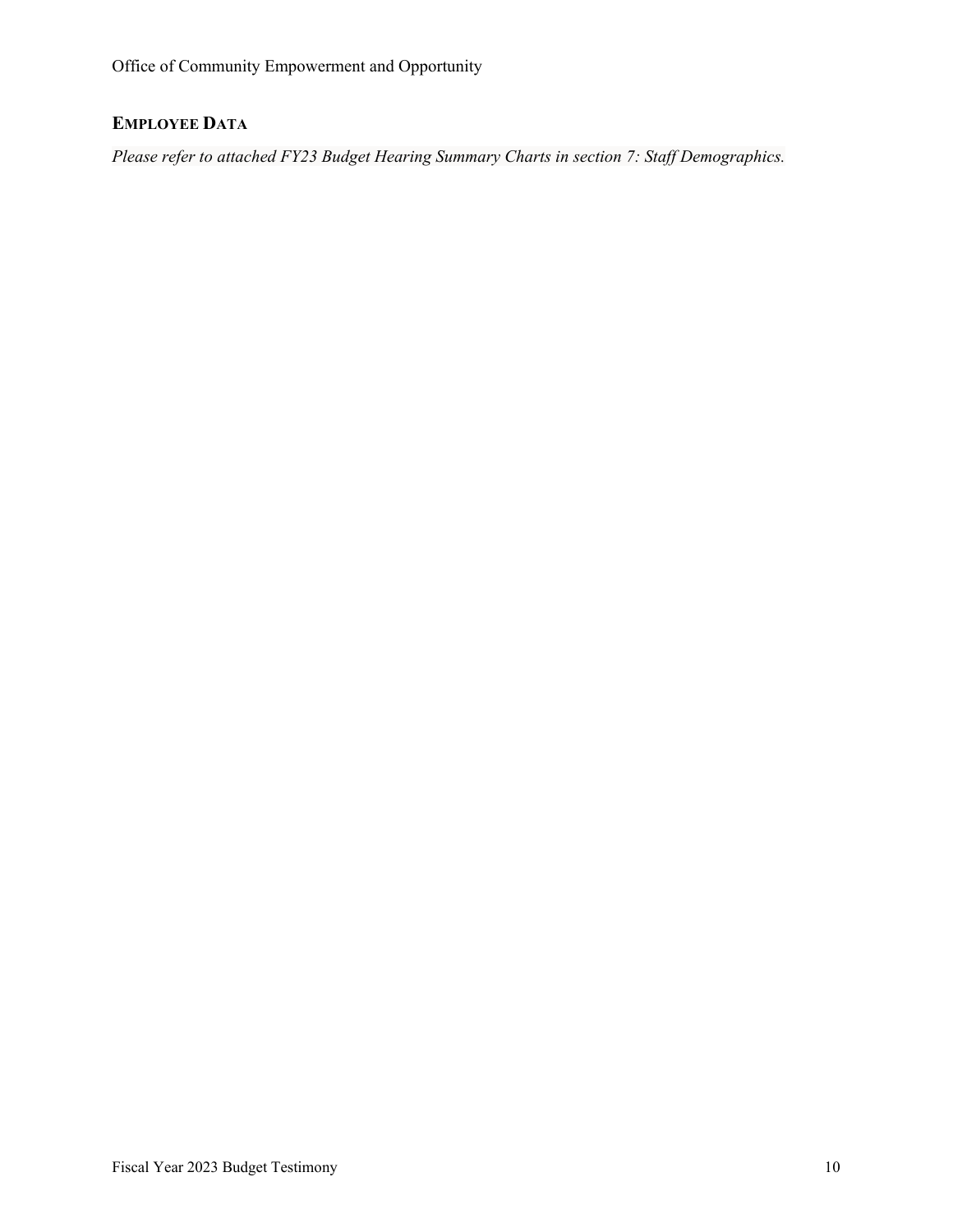## Employee Data

*Please refer to attached FY23 Budget Hearing Summary Charts in section 7: Staff Demographics.*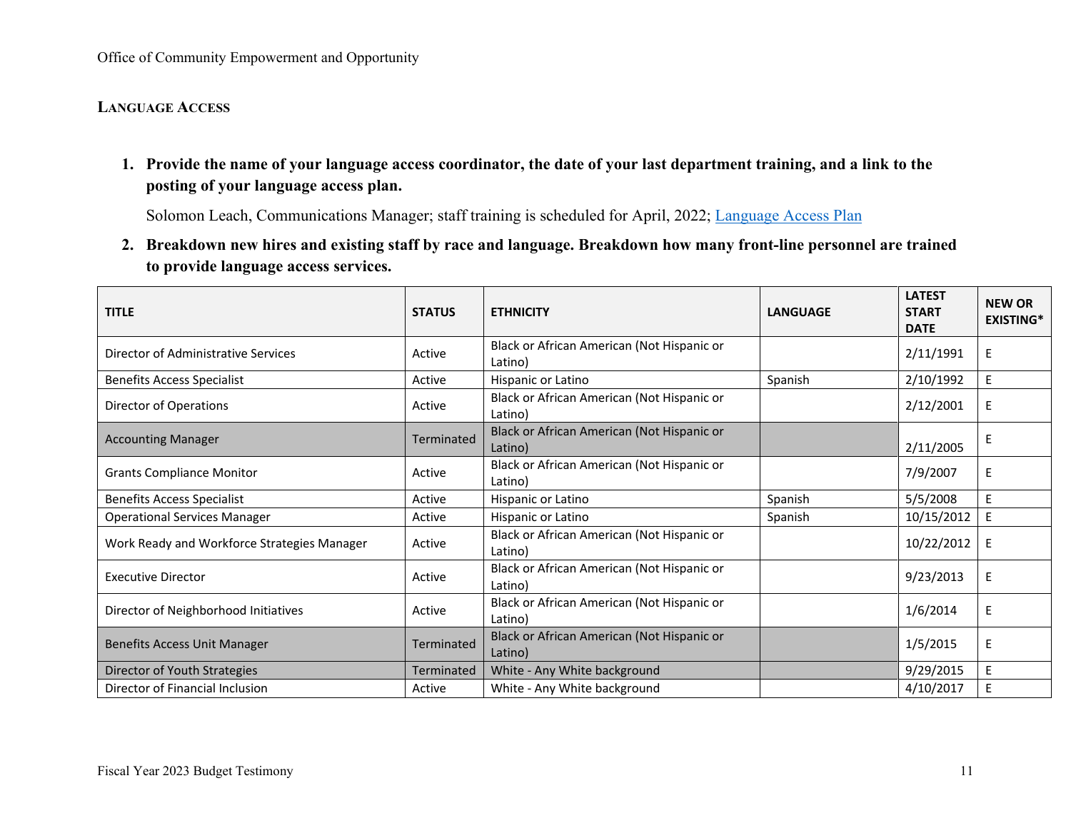## Language Access

1. **Provide the name of your language access coordinator, the date of your last department training, and a link to the posting of your language access plan.**

   Solomon Leach, Communications Manager; staff training is scheduled for April, 2022; [Language Access Plan]()

2. **Breakdown new hires and existing staff by race and language. Breakdown how many front-line personnel are trained to provide language access services.**

| TITLE | STATUS | ETHNICITY | LANGUAGE | LATEST START DATE | NEW OR EXISTING* |
|---|---|---|---|---|---|
| Director of Administrative Services | Active | Black or African American (Not Hispanic or Latino) | | 2/11/1991 | E |
| Benefits Access Specialist | Active | Hispanic or Latino | Spanish | 2/10/1992 | E |
| Director of Operations | Active | Black or African American (Not Hispanic or Latino) | | 2/12/2001 | E |
| Accounting Manager | Terminated | Black or African American (Not Hispanic or Latino) | | 2/11/2005 | E |
| Grants Compliance Monitor | Active | Black or African American (Not Hispanic or Latino) | | 7/9/2007 | E |
| Benefits Access Specialist | Active | Hispanic or Latino | Spanish | 5/5/2008 | E |
| Operational Services Manager | Active | Hispanic or Latino | Spanish | 10/15/2012 | E |
| Work Ready and Workforce Strategies Manager | Active | Black or African American (Not Hispanic or Latino) | | 10/22/2012 | E |
| Executive Director | Active | Black or African American (Not Hispanic or Latino) | | 9/23/2013 | E |
| Director of Neighborhood Initiatives | Active | Black or African American (Not Hispanic or Latino) | | 1/6/2014 | E |
| Benefits Access Unit Manager | Terminated | Black or African American (Not Hispanic or Latino) | | 1/5/2015 | E |
| Director of Youth Strategies | Terminated | White - Any White background | | 9/29/2015 | E |
| Director of Financial Inclusion | Active | White - Any White background | | 4/10/2017 | E |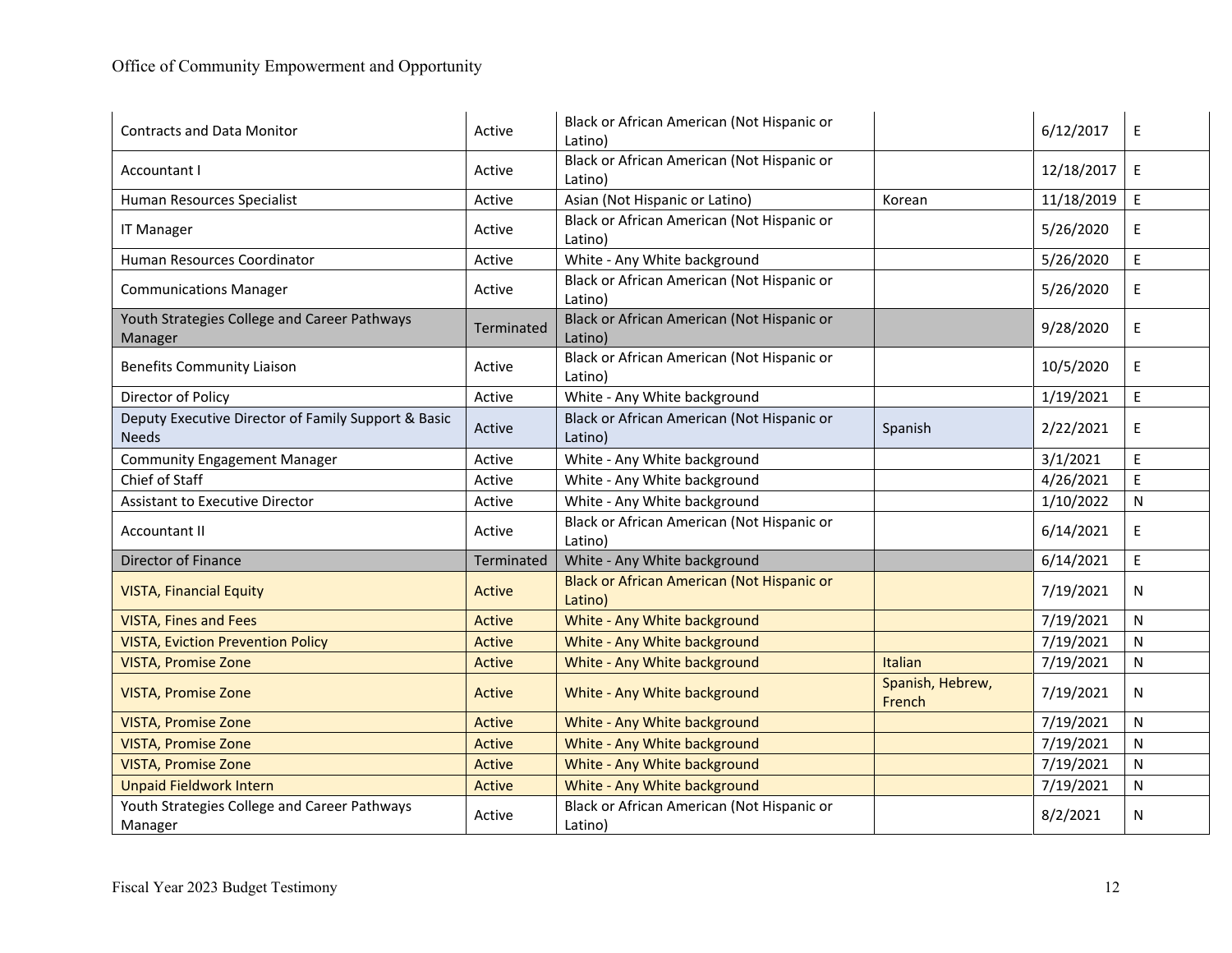| Contracts and Data Monitor | Active | Black or African American (Not Hispanic or Latino) | | 6/12/2017 | E |
|---|---|---|---|---|---|
| Accountant I | Active | Black or African American (Not Hispanic or Latino) | | 12/18/2017 | E |
| Human Resources Specialist | Active | Asian (Not Hispanic or Latino) | Korean | 11/18/2019 | E |
| IT Manager | Active | Black or African American (Not Hispanic or Latino) | | 5/26/2020 | E |
| Human Resources Coordinator | Active | White - Any White background | | 5/26/2020 | E |
| Communications Manager | Active | Black or African American (Not Hispanic or Latino) | | 5/26/2020 | E |
| Youth Strategies College and Career Pathways Manager | Terminated | Black or African American (Not Hispanic or Latino) | | 9/28/2020 | E |
| Benefits Community Liaison | Active | Black or African American (Not Hispanic or Latino) | | 10/5/2020 | E |
| Director of Policy | Active | White - Any White background | | 1/19/2021 | E |
| Deputy Executive Director of Family Support & Basic Needs | Active | Black or African American (Not Hispanic or Latino) | Spanish | 2/22/2021 | E |
| Community Engagement Manager | Active | White - Any White background | | 3/1/2021 | E |
| Chief of Staff | Active | White - Any White background | | 4/26/2021 | E |
| Assistant to Executive Director | Active | White - Any White background | | 1/10/2022 | N |
| Accountant II | Active | Black or African American (Not Hispanic or Latino) | | 6/14/2021 | E |
| Director of Finance | Terminated | White - Any White background | | 6/14/2021 | E |
| VISTA, Financial Equity | Active | Black or African American (Not Hispanic or Latino) | | 7/19/2021 | N |
| VISTA, Fines and Fees | Active | White - Any White background | | 7/19/2021 | N |
| VISTA, Eviction Prevention Policy | Active | White - Any White background | | 7/19/2021 | N |
| VISTA, Promise Zone | Active | White - Any White background | Italian | 7/19/2021 | N |
| VISTA, Promise Zone | Active | White - Any White background | Spanish, Hebrew, French | 7/19/2021 | N |
| VISTA, Promise Zone | Active | White - Any White background | | 7/19/2021 | N |
| VISTA, Promise Zone | Active | White - Any White background | | 7/19/2021 | N |
| VISTA, Promise Zone | Active | White - Any White background | | 7/19/2021 | N |
| Unpaid Fieldwork Intern | Active | White - Any White background | | 7/19/2021 | N |
| Youth Strategies College and Career Pathways Manager | Active | Black or African American (Not Hispanic or Latino) | | 8/2/2021 | N |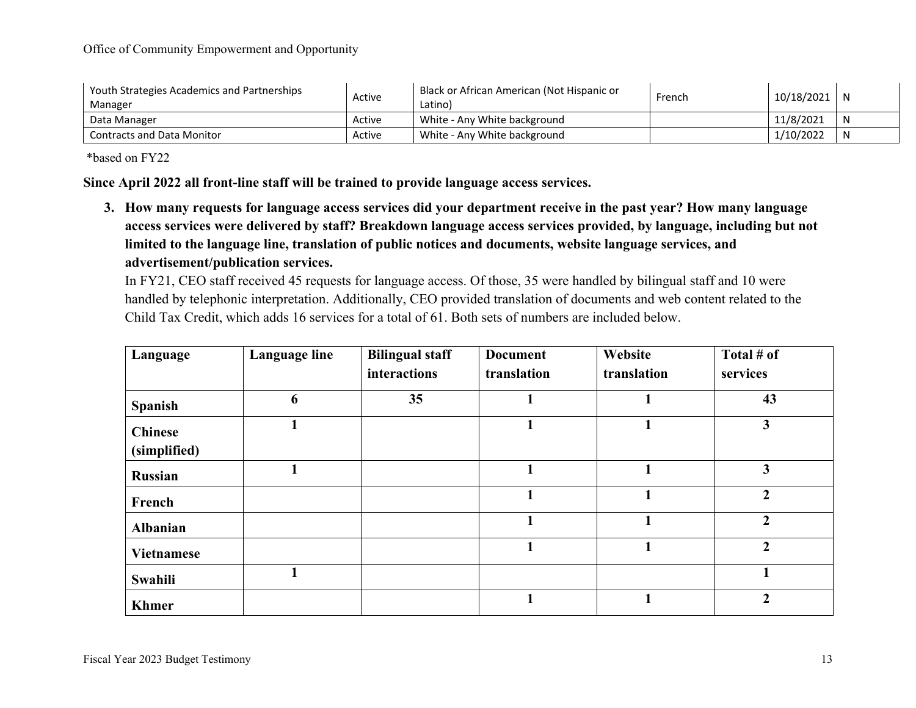| Youth Strategies Academics and Partnerships Manager | Active | Black or African American (Not Hispanic or Latino) | French | 10/18/2021 | N |
|---|---|---|---|---|---|
| Data Manager | Active | White - Any White background | | 11/8/2021 | N |
| Contracts and Data Monitor | Active | White - Any White background | | 1/10/2022 | N |

*based on FY22

**Since April 2022 all front-line staff will be trained to provide language access services.**

3. **How many requests for language access services did your department receive in the past year? How many language access services were delivered by staff? Breakdown language access services provided, by language, including but not limited to the language line, translation of public notices and documents, website language services, and advertisement/publication services.**

   In FY21, CEO staff received 45 requests for language access. Of those, 35 were handled by bilingual staff and 10 were handled by telephonic interpretation. Additionally, CEO provided translation of documents and web content related to the Child Tax Credit, which adds 16 services for a total of 61. Both sets of numbers are included below.

| Language | Language line | Bilingual staff interactions | Document translation | Website translation | Total # of services |
|---|---|---|---|---|---|
| **Spanish** | **6** | **35** | **1** | **1** | **43** |
| **Chinese (simplified)** | **1** | | **1** | **1** | **3** |
| **Russian** | **1** | | **1** | **1** | **3** |
| **French** | | | **1** | **1** | **2** |
| **Albanian** | | | **1** | **1** | **2** |
| **Vietnamese** | | | **1** | **1** | **2** |
| **Swahili** | **1** | | | | **1** |
| **Khmer** | | | **1** | **1** | **2** |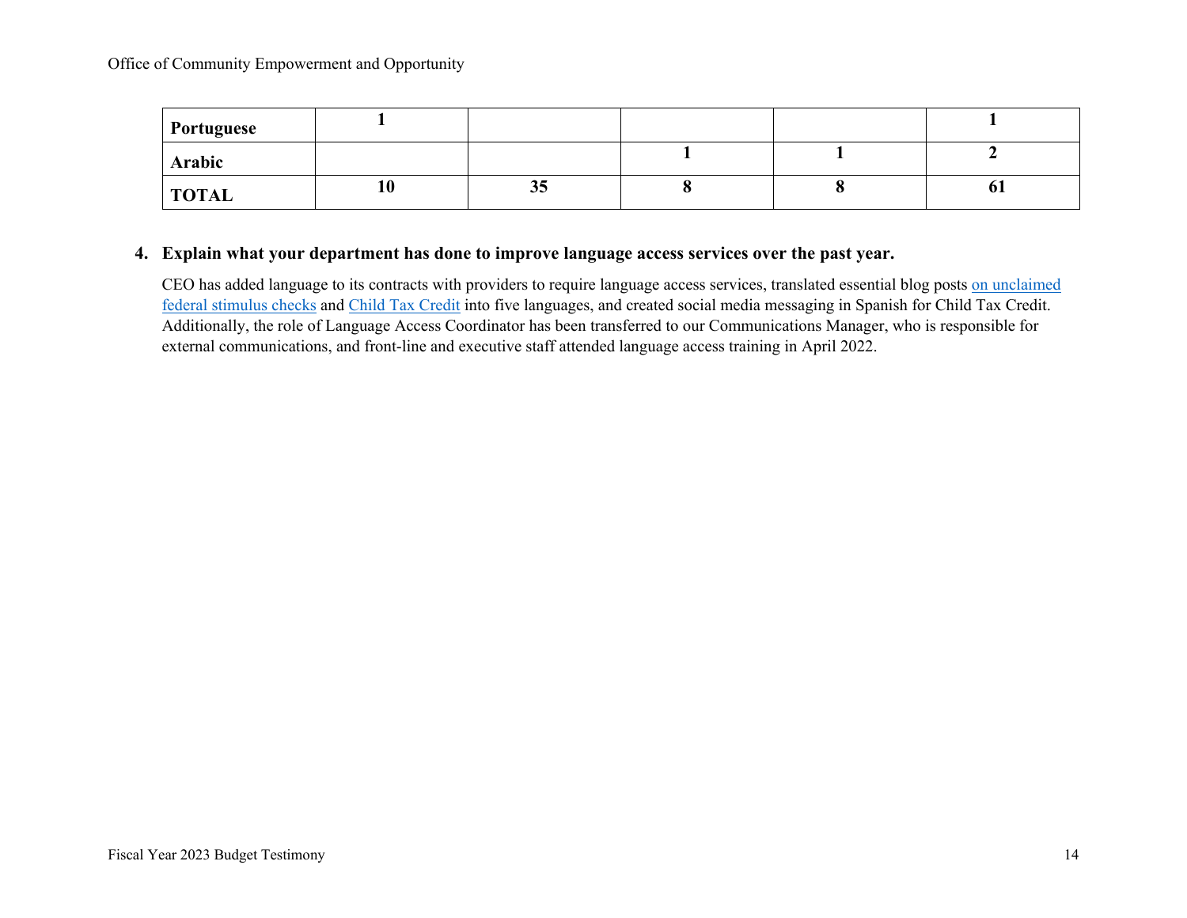| | | | | | |
|---|---|---|---|---|---|
| **Portuguese** | **1** | | | | **1** |
| **Arabic** | | | **1** | **1** | **2** |
| **TOTAL** | **10** | **35** | **8** | **8** | **61** |

4. **Explain what your department has done to improve language access services over the past year.**

   CEO has added language to its contracts with providers to require language access services, translated essential blog posts on unclaimed federal stimulus checks and Child Tax Credit into five languages, and created social media messaging in Spanish for Child Tax Credit. Additionally, the role of Language Access Coordinator has been transferred to our Communications Manager, who is responsible for external communications, and front-line and executive staff attended language access training in April 2022.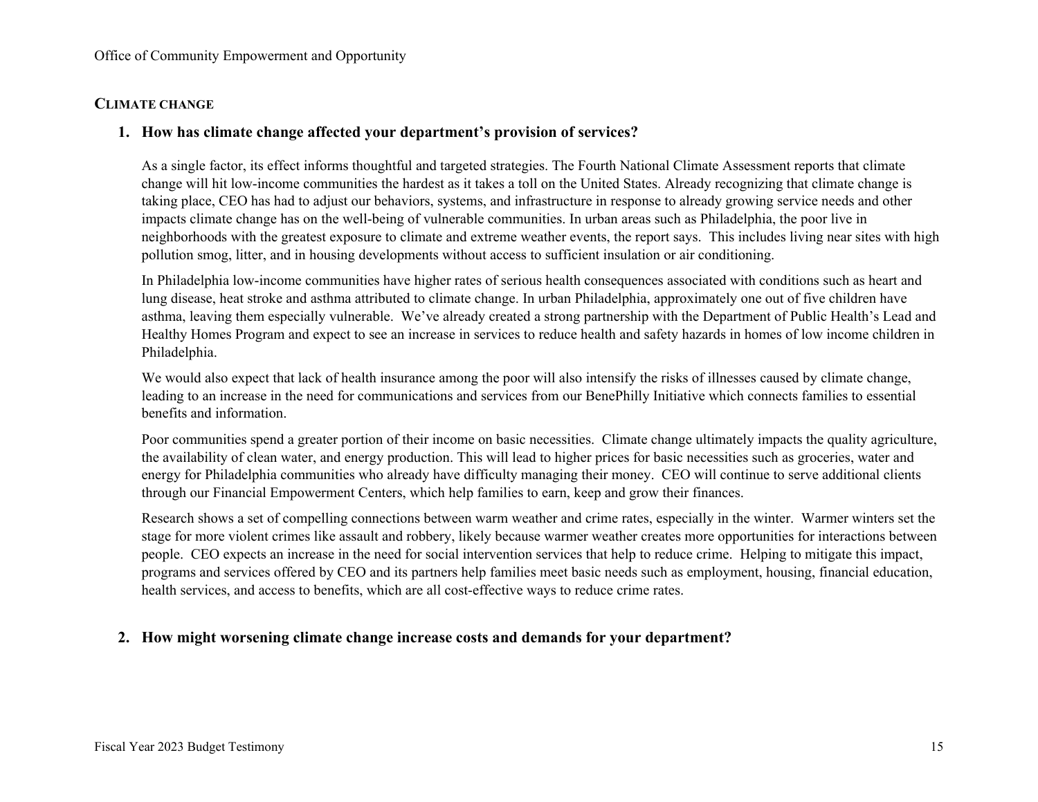## CLIMATE CHANGE

1. **How has climate change affected your department's provision of services?**

   As a single factor, its effect informs thoughtful and targeted strategies. The Fourth National Climate Assessment reports that climate change will hit low-income communities the hardest as it takes a toll on the United States. Already recognizing that climate change is taking place, CEO has had to adjust our behaviors, systems, and infrastructure in response to already growing service needs and other impacts climate change has on the well-being of vulnerable communities. In urban areas such as Philadelphia, the poor live in neighborhoods with the greatest exposure to climate and extreme weather events, the report says. This includes living near sites with high pollution smog, litter, and in housing developments without access to sufficient insulation or air conditioning.

   In Philadelphia low-income communities have higher rates of serious health consequences associated with conditions such as heart and lung disease, heat stroke and asthma attributed to climate change. In urban Philadelphia, approximately one out of five children have asthma, leaving them especially vulnerable. We've already created a strong partnership with the Department of Public Health's Lead and Healthy Homes Program and expect to see an increase in services to reduce health and safety hazards in homes of low income children in Philadelphia.

   We would also expect that lack of health insurance among the poor will also intensify the risks of illnesses caused by climate change, leading to an increase in the need for communications and services from our BenePhilly Initiative which connects families to essential benefits and information.

   Poor communities spend a greater portion of their income on basic necessities. Climate change ultimately impacts the quality agriculture, the availability of clean water, and energy production. This will lead to higher prices for basic necessities such as groceries, water and energy for Philadelphia communities who already have difficulty managing their money. CEO will continue to serve additional clients through our Financial Empowerment Centers, which help families to earn, keep and grow their finances.

   Research shows a set of compelling connections between warm weather and crime rates, especially in the winter. Warmer winters set the stage for more violent crimes like assault and robbery, likely because warmer weather creates more opportunities for interactions between people. CEO expects an increase in the need for social intervention services that help to reduce crime. Helping to mitigate this impact, programs and services offered by CEO and its partners help families meet basic needs such as employment, housing, financial education, health services, and access to benefits, which are all cost-effective ways to reduce crime rates.

2. **How might worsening climate change increase costs and demands for your department?**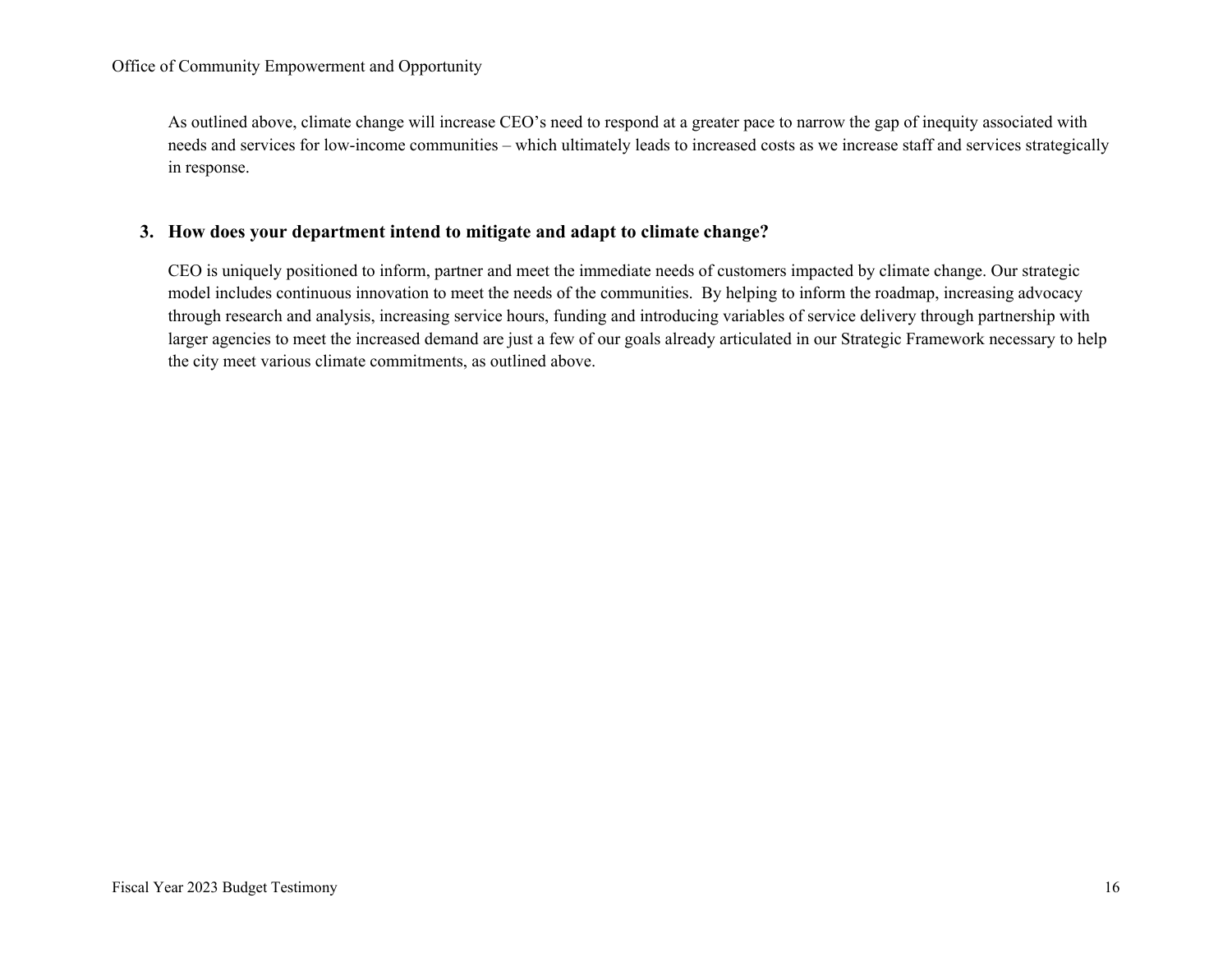As outlined above, climate change will increase CEO's need to respond at a greater pace to narrow the gap of inequity associated with needs and services for low-income communities – which ultimately leads to increased costs as we increase staff and services strategically in response.

### 3. How does your department intend to mitigate and adapt to climate change?

CEO is uniquely positioned to inform, partner and meet the immediate needs of customers impacted by climate change. Our strategic model includes continuous innovation to meet the needs of the communities. By helping to inform the roadmap, increasing advocacy through research and analysis, increasing service hours, funding and introducing variables of service delivery through partnership with larger agencies to meet the increased demand are just a few of our goals already articulated in our Strategic Framework necessary to help the city meet various climate commitments, as outlined above.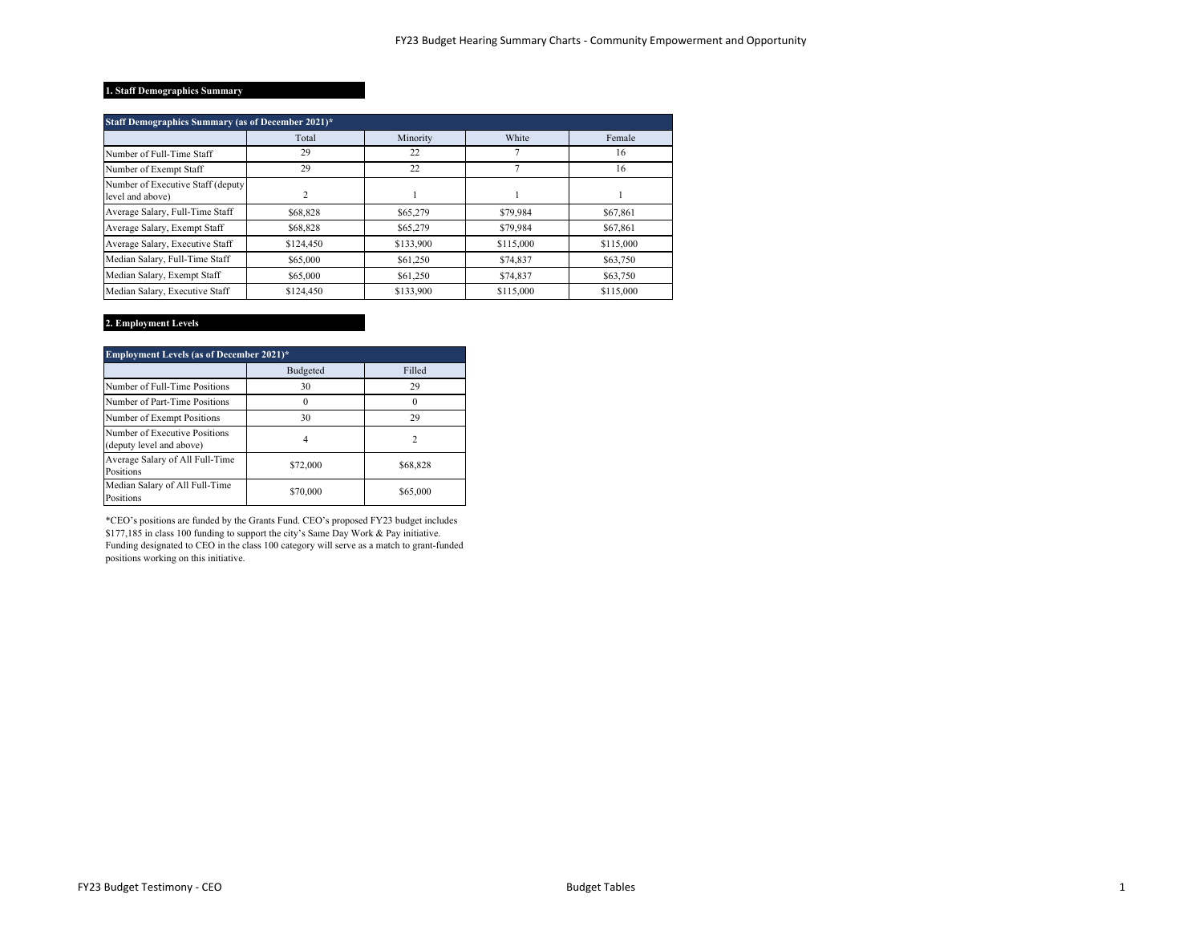## 1. Staff Demographics Summary

| Staff Demographics Summary (as of December 2021)* | | | | |
|---|---|---|---|---|
| | Total | Minority | White | Female |
| Number of Full-Time Staff | 29 | 22 | 7 | 16 |
| Number of Exempt Staff | 29 | 22 | 7 | 16 |
| Number of Executive Staff (deputy level and above) | 2 | 1 | 1 | 1 |
| Average Salary, Full-Time Staff | $68,828 | $65,279 | $79,984 | $67,861 |
| Average Salary, Exempt Staff | $68,828 | $65,279 | $79,984 | $67,861 |
| Average Salary, Executive Staff | $124,450 | $133,900 | $115,000 | $115,000 |
| Median Salary, Full-Time Staff | $65,000 | $61,250 | $74,837 | $63,750 |
| Median Salary, Exempt Staff | $65,000 | $61,250 | $74,837 | $63,750 |
| Median Salary, Executive Staff | $124,450 | $133,900 | $115,000 | $115,000 |

## 2. Employment Levels

| Employment Levels (as of December 2021)* | | |
|---|---|---|
| | Budgeted | Filled |
| Number of Full-Time Positions | 30 | 29 |
| Number of Part-Time Positions | 0 | 0 |
| Number of Exempt Positions | 30 | 29 |
| Number of Executive Positions (deputy level and above) | 4 | 2 |
| Average Salary of All Full-Time Positions | $72,000 | $68,828 |
| Median Salary of All Full-Time Positions | $70,000 | $65,000 |

*CEO's positions are funded by the Grants Fund. CEO's proposed FY23 budget includes $177,185 in class 100 funding to support the city's Same Day Work & Pay initiative. Funding designated to CEO in the class 100 category will serve as a match to grant-funded positions working on this initiative.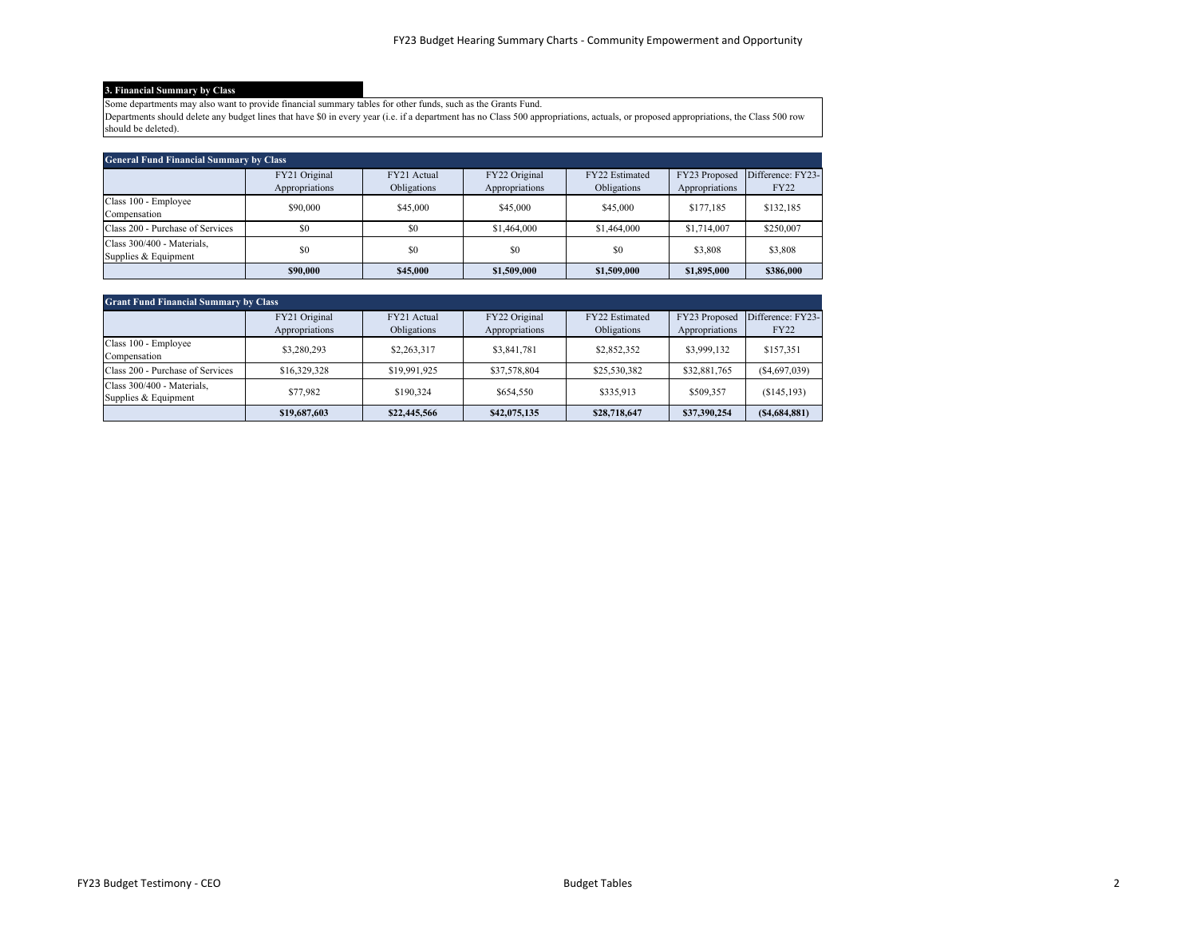### 3. Financial Summary by Class

Some departments may also want to provide financial summary tables for other funds, such as the Grants Fund.
Departments should delete any budget lines that have $0 in every year (i.e. if a department has no Class 500 appropriations, actuals, or proposed appropriations, the Class 500 row should be deleted).

**General Fund Financial Summary by Class**

| | FY21 Original Appropriations | FY21 Actual Obligations | FY22 Original Appropriations | FY22 Estimated Obligations | FY23 Proposed Appropriations | Difference: FY23-FY22 |
|---|---|---|---|---|---|---|
| Class 100 - Employee Compensation | $90,000 | $45,000 | $45,000 | $45,000 | $177,185 | $132,185 |
| Class 200 - Purchase of Services | $0 | $0 | $1,464,000 | $1,464,000 | $1,714,007 | $250,007 |
| Class 300/400 - Materials, Supplies & Equipment | $0 | $0 | $0 | $0 | $3,808 | $3,808 |
| | **$90,000** | **$45,000** | **$1,509,000** | **$1,509,000** | **$1,895,000** | **$386,000** |

**Grant Fund Financial Summary by Class**

| | FY21 Original Appropriations | FY21 Actual Obligations | FY22 Original Appropriations | FY22 Estimated Obligations | FY23 Proposed Appropriations | Difference: FY23-FY22 |
|---|---|---|---|---|---|---|
| Class 100 - Employee Compensation | $3,280,293 | $2,263,317 | $3,841,781 | $2,852,352 | $3,999,132 | $157,351 |
| Class 200 - Purchase of Services | $16,329,328 | $19,991,925 | $37,578,804 | $25,530,382 | $32,881,765 | ($4,697,039) |
| Class 300/400 - Materials, Supplies & Equipment | $77,982 | $190,324 | $654,550 | $335,913 | $509,357 | ($145,193) |
| | **$19,687,603** | **$22,445,566** | **$42,075,135** | **$28,718,647** | **$37,390,254** | **($4,684,881)** |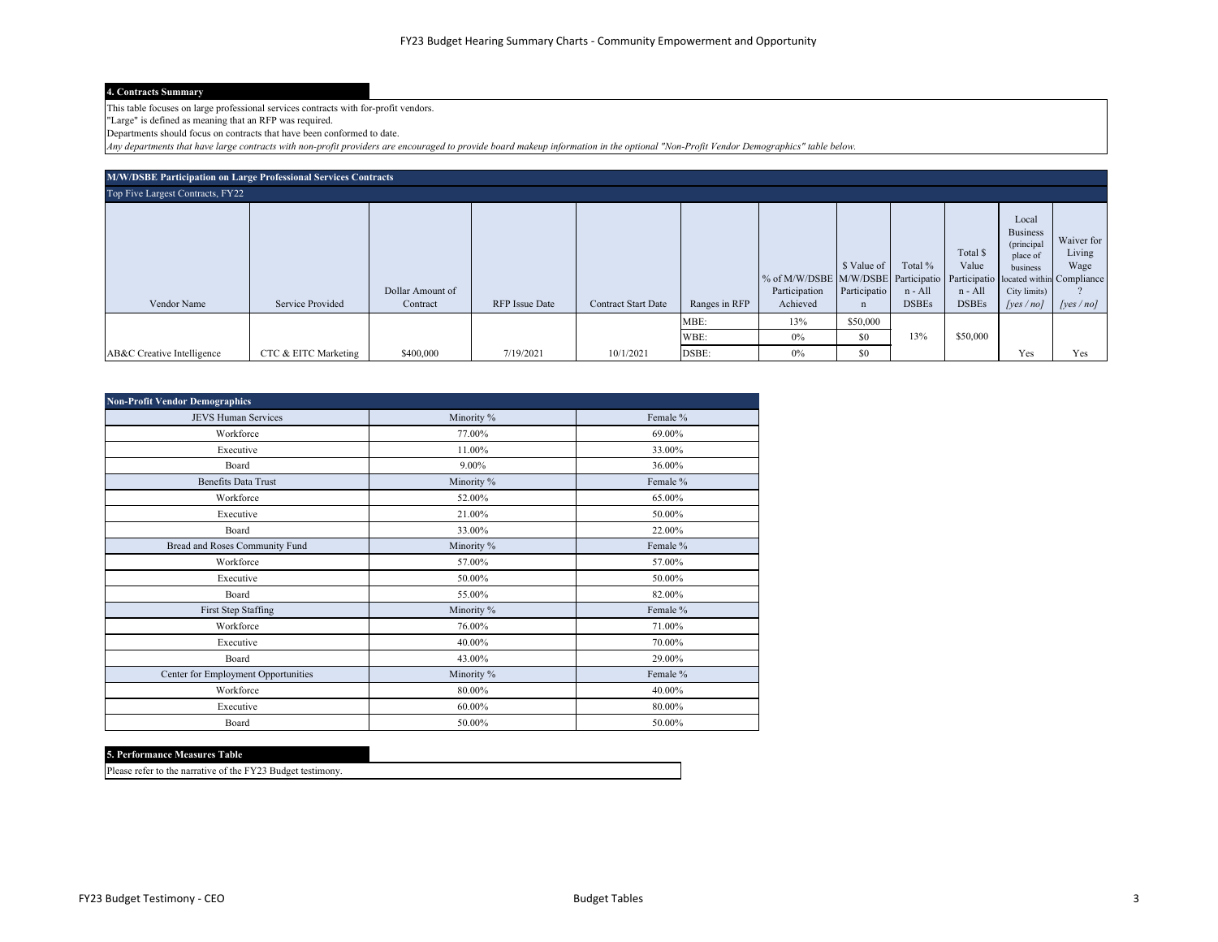FY23 Budget Hearing Summary Charts - Community Empowerment and Opportunity

**4. Contracts Summary**

This table focuses on large professional services contracts with for-profit vendors.
"Large" is defined as meaning that an RFP was required.
Departments should focus on contracts that have been conformed to date.
*Any departments that have large contracts with non-profit providers are encouraged to provide board makeup information in the optional "Non-Profit Vendor Demographics" table below.*

**M/W/DSBE Participation on Large Professional Services Contracts**

Top Five Largest Contracts, FY22

| Vendor Name | Service Provided | Dollar Amount of Contract | RFP Issue Date | Contract Start Date | Ranges in RFP | % of M/W/DSBE Participation Achieved | $ Value of M/W/DSBE Participation | Total % Participation - All DSBEs | Total $ Value Participation - All DSBEs | Local Business (principal place of business located within City limits) *[yes / no]* | Waiver for Living Wage Compliance? *[yes / no]* |
|---|---|---|---|---|---|---|---|---|---|---|---|
| AB&C Creative Intelligence | CTC & EITC Marketing | $400,000 | 7/19/2021 | 10/1/2021 | MBE: | 13% | $50,000 | 13% | $50,000 | Yes | Yes |
| | | | | | WBE: | 0% | $0 | | | | |
| | | | | | DSBE: | 0% | $0 | | | | |

| Non-Profit Vendor Demographics | | |
|---|---|---|
| JEVS Human Services | Minority % | Female % |
| Workforce | 77.00% | 69.00% |
| Executive | 11.00% | 33.00% |
| Board | 9.00% | 36.00% |
| Benefits Data Trust | Minority % | Female % |
| Workforce | 52.00% | 65.00% |
| Executive | 21.00% | 50.00% |
| Board | 33.00% | 22.00% |
| Bread and Roses Community Fund | Minority % | Female % |
| Workforce | 57.00% | 57.00% |
| Executive | 50.00% | 50.00% |
| Board | 55.00% | 82.00% |
| First Step Staffing | Minority % | Female % |
| Workforce | 76.00% | 71.00% |
| Executive | 40.00% | 70.00% |
| Board | 43.00% | 29.00% |
| Center for Employment Opportunities | Minority % | Female % |
| Workforce | 80.00% | 40.00% |
| Executive | 60.00% | 80.00% |
| Board | 50.00% | 50.00% |

**5. Performance Measures Table**

Please refer to the narrative of the FY23 Budget testimony.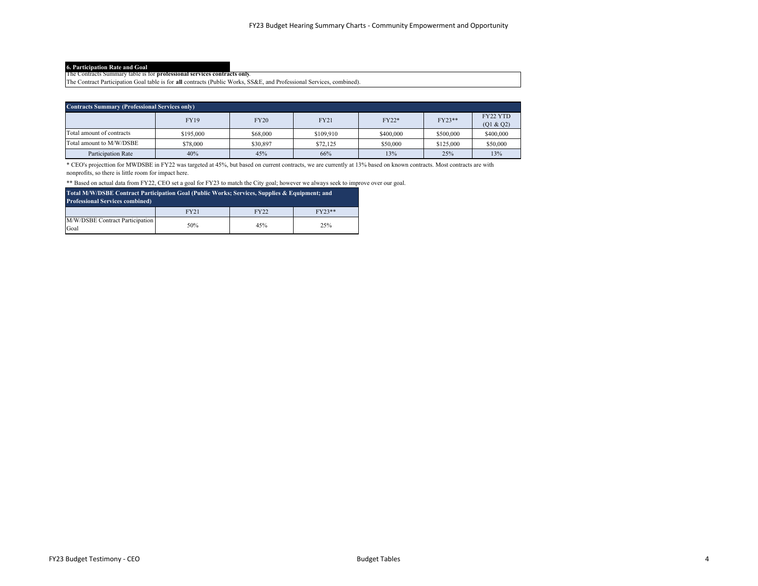### 6. Participation Rate and Goal

The Contracts Summary table is for **professional services contracts only**.
The Contract Participation Goal table is for **all** contracts (Public Works, SS&E, and Professional Services, combined).

| Contracts Summary (Professional Services only) | | | | | | |
|---|---|---|---|---|---|---|
| | FY19 | FY20 | FY21 | FY22* | FY23** | FY22 YTD (Q1 & Q2) |
| Total amount of contracts | $195,000 | $68,000 | $109,910 | $400,000 | $500,000 | $400,000 |
| Total amount to M/W/DSBE | $78,000 | $30,897 | $72,125 | $50,000 | $125,000 | $50,000 |
| Participation Rate | 40% | 45% | 66% | 13% | 25% | 13% |

* CEO's projecttion for MWDSBE in FY22 was targeted at 45%, but based on current contracts, we are currently at 13% based on known contracts. Most contracts are with nonprofits, so there is little room for impact here.

** Based on actual data from FY22, CEO set a goal for FY23 to match the City goal; however we always seek to improve over our goal.

| Total M/W/DSBE Contract Participation Goal (Public Works; Services, Supplies & Equipment; and Professional Services combined) | | | |
|---|---|---|---|
| | FY21 | FY22 | FY23** |
| M/W/DSBE Contract Participation Goal | 50% | 45% | 25% |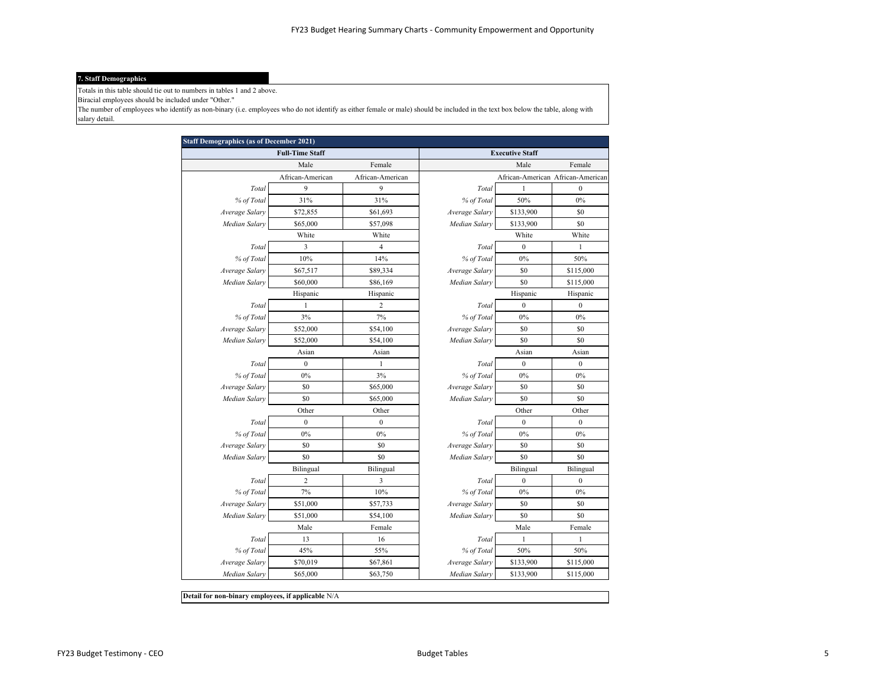**7. Staff Demographics**

Totals in this table should tie out to numbers in tables 1 and 2 above.
Biracial employees should be included under "Other."
The number of employees who identify as non-binary (i.e. employees who do not identify as either female or male) should be included in the text box below the table, along with salary detail.

| **Staff Demographics (as of December 2021)** | | | | | |
|---|---|---|---|---|---|
| | **Full-Time Staff** | | | **Executive Staff** | |
| | Male | Female | | Male | Female |
| | African-American | African-American | | African-American | African-American |
| *Total* | 9 | 9 | *Total* | 1 | 0 |
| *% of Total* | 31% | 31% | *% of Total* | 50% | 0% |
| *Average Salary* | $72,855 | $61,693 | *Average Salary* | $133,900 | $0 |
| *Median Salary* | $65,000 | $57,098 | *Median Salary* | $133,900 | $0 |
| | White | White | | White | White |
| *Total* | 3 | 4 | *Total* | 0 | 1 |
| *% of Total* | 10% | 14% | *% of Total* | 0% | 50% |
| *Average Salary* | $67,517 | $89,334 | *Average Salary* | $0 | $115,000 |
| *Median Salary* | $60,000 | $86,169 | *Median Salary* | $0 | $115,000 |
| | Hispanic | Hispanic | | Hispanic | Hispanic |
| *Total* | 1 | 2 | *Total* | 0 | 0 |
| *% of Total* | 3% | 7% | *% of Total* | 0% | 0% |
| *Average Salary* | $52,000 | $54,100 | *Average Salary* | $0 | $0 |
| *Median Salary* | $52,000 | $54,100 | *Median Salary* | $0 | $0 |
| | Asian | Asian | | Asian | Asian |
| *Total* | 0 | 1 | *Total* | 0 | 0 |
| *% of Total* | 0% | 3% | *% of Total* | 0% | 0% |
| *Average Salary* | $0 | $65,000 | *Average Salary* | $0 | $0 |
| *Median Salary* | $0 | $65,000 | *Median Salary* | $0 | $0 |
| | Other | Other | | Other | Other |
| *Total* | 0 | 0 | *Total* | 0 | 0 |
| *% of Total* | 0% | 0% | *% of Total* | 0% | 0% |
| *Average Salary* | $0 | $0 | *Average Salary* | $0 | $0 |
| *Median Salary* | $0 | $0 | *Median Salary* | $0 | $0 |
| | Bilingual | Bilingual | | Bilingual | Bilingual |
| *Total* | 2 | 3 | *Total* | 0 | 0 |
| *% of Total* | 7% | 10% | *% of Total* | 0% | 0% |
| *Average Salary* | $51,000 | $57,733 | *Average Salary* | $0 | $0 |
| *Median Salary* | $51,000 | $54,100 | *Median Salary* | $0 | $0 |
| | Male | Female | | Male | Female |
| *Total* | 13 | 16 | *Total* | 1 | 1 |
| *% of Total* | 45% | 55% | *% of Total* | 50% | 50% |
| *Average Salary* | $70,019 | $67,861 | *Average Salary* | $133,900 | $115,000 |
| *Median Salary* | $65,000 | $63,750 | *Median Salary* | $133,900 | $115,000 |

**Detail for non-binary employees, if applicable** N/A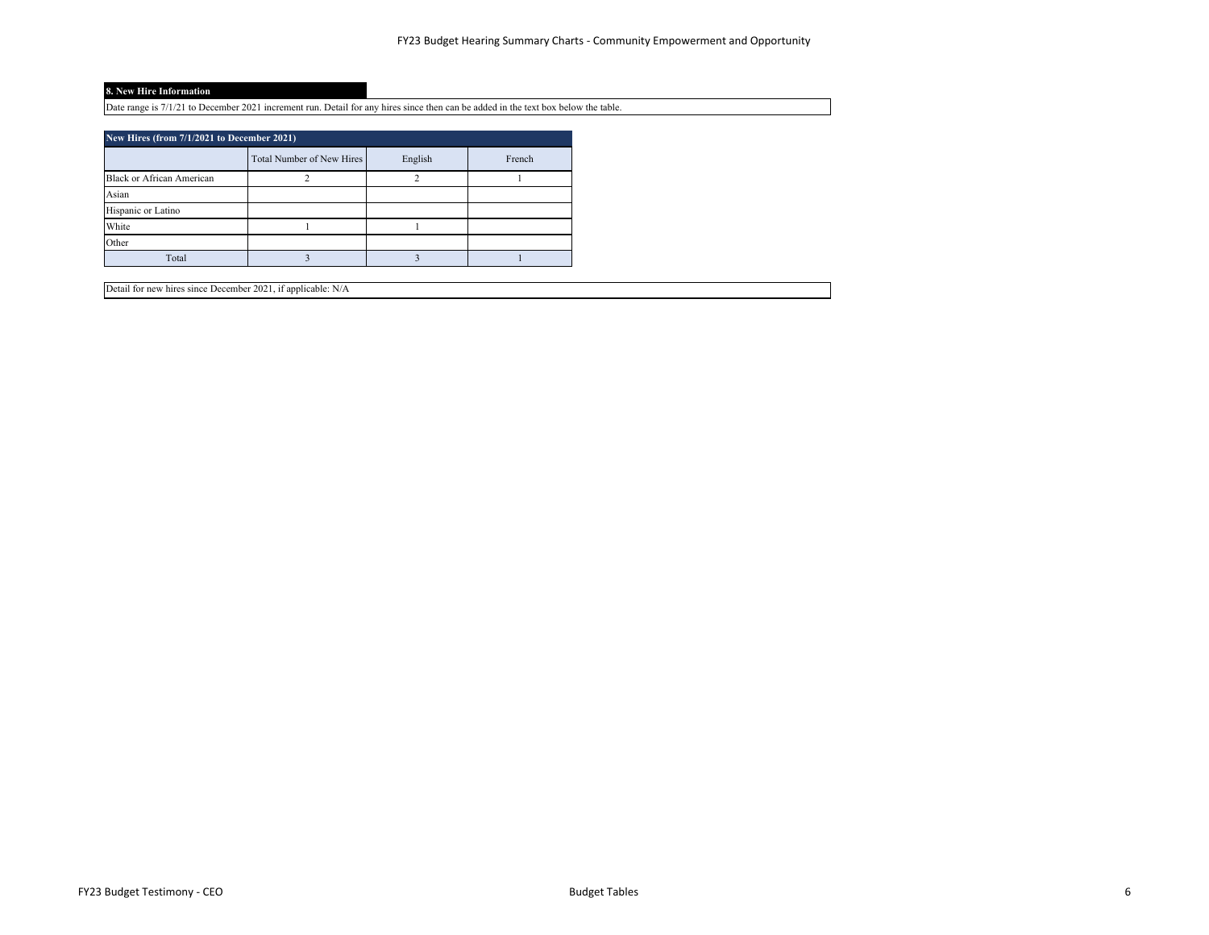**8. New Hire Information**

Date range is 7/1/21 to December 2021 increment run. Detail for any hires since then can be added in the text box below the table.

| New Hires (from 7/1/2021 to December 2021) | | | |
|---|---|---|---|
| | Total Number of New Hires | English | French |
| Black or African American | 2 | 2 | 1 |
| Asian | | | |
| Hispanic or Latino | | | |
| White | 1 | 1 | |
| Other | | | |
| Total | 3 | 3 | 1 |

Detail for new hires since December 2021, if applicable: N/A